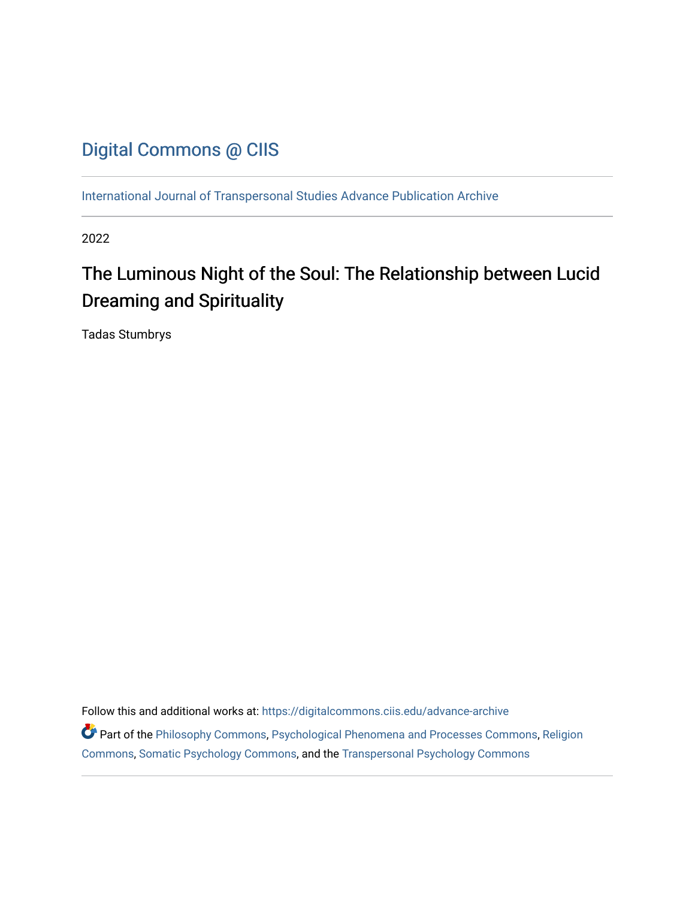Digital Commons @ CIIS

International Journal of Transpersonal Studies Advance Publication Archive

2022

# The Luminous Night of the Soul: The Relationship between Lucid Dreaming and Spirituality

Tadas Stumbrys

Follow this and additional works at: https://digitalcommons.ciis.edu/advance-archive

Part of the Philosophy Commons, Psychological Phenomena and Processes Commons, Religion Commons, Somatic Psychology Commons, and the Transpersonal Psychology Commons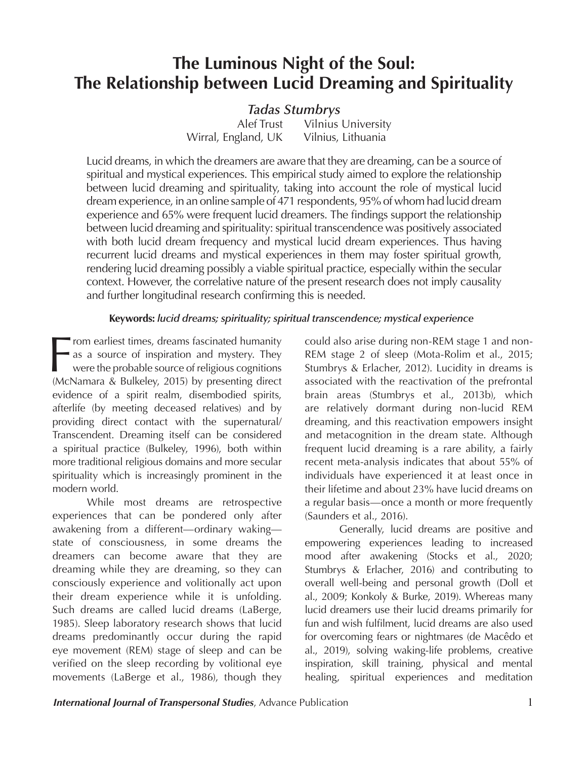# The Luminous Night of the Soul: The Relationship between Lucid Dreaming and Spirituality

*Tadas Stumbrys*

Alef Trust
Wirral, England, UK

Vilnius University
Vilnius, Lithuania

Lucid dreams, in which the dreamers are aware that they are dreaming, can be a source of spiritual and mystical experiences. This empirical study aimed to explore the relationship between lucid dreaming and spirituality, taking into account the role of mystical lucid dream experience, in an online sample of 471 respondents, 95% of whom had lucid dream experience and 65% were frequent lucid dreamers. The findings support the relationship between lucid dreaming and spirituality: spiritual transcendence was positively associated with both lucid dream frequency and mystical lucid dream experiences. Thus having recurrent lucid dreams and mystical experiences in them may foster spiritual growth, rendering lucid dreaming possibly a viable spiritual practice, especially within the secular context. However, the correlative nature of the present research does not imply causality and further longitudinal research confirming this is needed.

**Keywords:** *lucid dreams; spirituality; spiritual transcendence; mystical experience*

From earliest times, dreams fascinated humanity as a source of inspiration and mystery. They were the probable source of religious cognitions (McNamara & Bulkeley, 2015) by presenting direct evidence of a spirit realm, disembodied spirits, afterlife (by meeting deceased relatives) and by providing direct contact with the supernatural/Transcendent. Dreaming itself can be considered a spiritual practice (Bulkeley, 1996), both within more traditional religious domains and more secular spirituality which is increasingly prominent in the modern world.

While most dreams are retrospective experiences that can be pondered only after awakening from a different—ordinary waking—state of consciousness, in some dreams the dreamers can become aware that they are dreaming while they are dreaming, so they can consciously experience and volitionally act upon their dream experience while it is unfolding. Such dreams are called lucid dreams (LaBerge, 1985). Sleep laboratory research shows that lucid dreams predominantly occur during the rapid eye movement (REM) stage of sleep and can be verified on the sleep recording by volitional eye movements (LaBerge et al., 1986), though they could also arise during non-REM stage 1 and non-REM stage 2 of sleep (Mota-Rolim et al., 2015; Stumbrys & Erlacher, 2012). Lucidity in dreams is associated with the reactivation of the prefrontal brain areas (Stumbrys et al., 2013b), which are relatively dormant during non-lucid REM dreaming, and this reactivation empowers insight and metacognition in the dream state. Although frequent lucid dreaming is a rare ability, a fairly recent meta-analysis indicates that about 55% of individuals have experienced it at least once in their lifetime and about 23% have lucid dreams on a regular basis—once a month or more frequently (Saunders et al., 2016).

Generally, lucid dreams are positive and empowering experiences leading to increased mood after awakening (Stocks et al., 2020; Stumbrys & Erlacher, 2016) and contributing to overall well-being and personal growth (Doll et al., 2009; Konkoly & Burke, 2019). Whereas many lucid dreamers use their lucid dreams primarily for fun and wish fulfilment, lucid dreams are also used for overcoming fears or nightmares (de Macêdo et al., 2019), solving waking-life problems, creative inspiration, skill training, physical and mental healing, spiritual experiences and meditation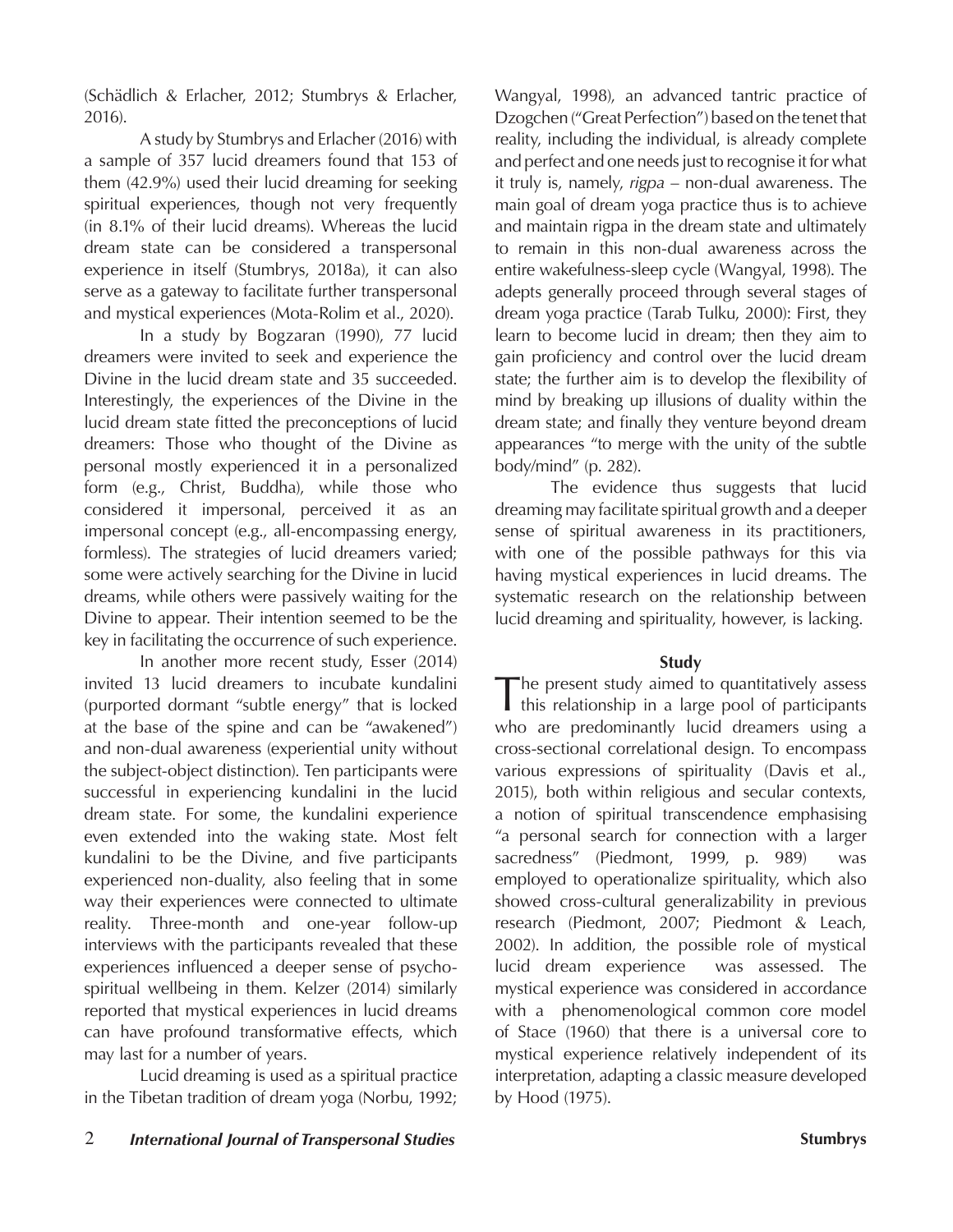(Schädlich & Erlacher, 2012; Stumbrys & Erlacher, 2016).

A study by Stumbrys and Erlacher (2016) with a sample of 357 lucid dreamers found that 153 of them (42.9%) used their lucid dreaming for seeking spiritual experiences, though not very frequently (in 8.1% of their lucid dreams). Whereas the lucid dream state can be considered a transpersonal experience in itself (Stumbrys, 2018a), it can also serve as a gateway to facilitate further transpersonal and mystical experiences (Mota-Rolim et al., 2020).

In a study by Bogzaran (1990), 77 lucid dreamers were invited to seek and experience the Divine in the lucid dream state and 35 succeeded. Interestingly, the experiences of the Divine in the lucid dream state fitted the preconceptions of lucid dreamers: Those who thought of the Divine as personal mostly experienced it in a personalized form (e.g., Christ, Buddha), while those who considered it impersonal, perceived it as an impersonal concept (e.g., all-encompassing energy, formless). The strategies of lucid dreamers varied; some were actively searching for the Divine in lucid dreams, while others were passively waiting for the Divine to appear. Their intention seemed to be the key in facilitating the occurrence of such experience.

In another more recent study, Esser (2014) invited 13 lucid dreamers to incubate kundalini (purported dormant "subtle energy" that is locked at the base of the spine and can be "awakened") and non-dual awareness (experiential unity without the subject-object distinction). Ten participants were successful in experiencing kundalini in the lucid dream state. For some, the kundalini experience even extended into the waking state. Most felt kundalini to be the Divine, and five participants experienced non-duality, also feeling that in some way their experiences were connected to ultimate reality. Three-month and one-year follow-up interviews with the participants revealed that these experiences influenced a deeper sense of psycho-spiritual wellbeing in them. Kelzer (2014) similarly reported that mystical experiences in lucid dreams can have profound transformative effects, which may last for a number of years.

Lucid dreaming is used as a spiritual practice in the Tibetan tradition of dream yoga (Norbu, 1992; Wangyal, 1998), an advanced tantric practice of Dzogchen ("Great Perfection") based on the tenet that reality, including the individual, is already complete and perfect and one needs just to recognise it for what it truly is, namely, *rigpa* – non-dual awareness. The main goal of dream yoga practice thus is to achieve and maintain rigpa in the dream state and ultimately to remain in this non-dual awareness across the entire wakefulness-sleep cycle (Wangyal, 1998). The adepts generally proceed through several stages of dream yoga practice (Tarab Tulku, 2000): First, they learn to become lucid in dream; then they aim to gain proficiency and control over the lucid dream state; the further aim is to develop the flexibility of mind by breaking up illusions of duality within the dream state; and finally they venture beyond dream appearances "to merge with the unity of the subtle body/mind" (p. 282).

The evidence thus suggests that lucid dreaming may facilitate spiritual growth and a deeper sense of spiritual awareness in its practitioners, with one of the possible pathways for this via having mystical experiences in lucid dreams. The systematic research on the relationship between lucid dreaming and spirituality, however, is lacking.

## Study

The present study aimed to quantitatively assess this relationship in a large pool of participants who are predominantly lucid dreamers using a cross-sectional correlational design. To encompass various expressions of spirituality (Davis et al., 2015), both within religious and secular contexts, a notion of spiritual transcendence emphasising "a personal search for connection with a larger sacredness" (Piedmont, 1999, p. 989) was employed to operationalize spirituality, which also showed cross-cultural generalizability in previous research (Piedmont, 2007; Piedmont & Leach, 2002). In addition, the possible role of mystical lucid dream experience was assessed. The mystical experience was considered in accordance with a phenomenological common core model of Stace (1960) that there is a universal core to mystical experience relatively independent of its interpretation, adapting a classic measure developed by Hood (1975).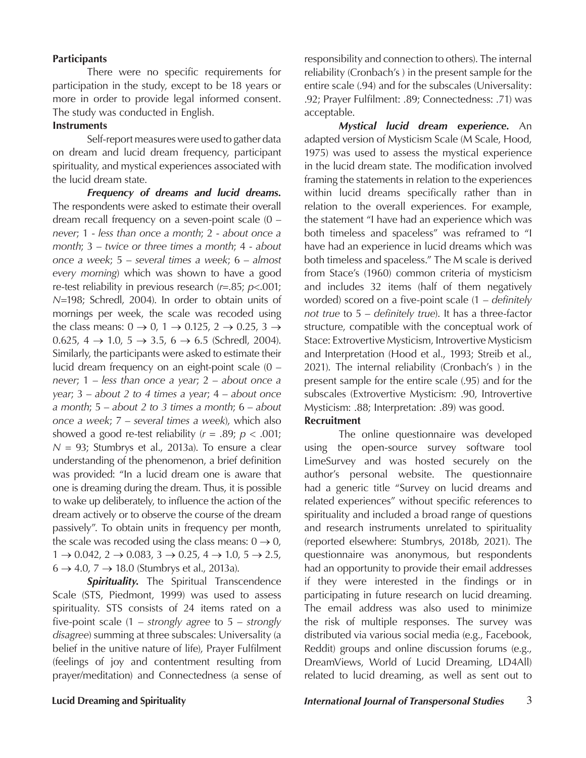## Participants

There were no specific requirements for participation in the study, except to be 18 years or more in order to provide legal informed consent. The study was conducted in English.

## Instruments

Self-report measures were used to gather data on dream and lucid dream frequency, participant spirituality, and mystical experiences associated with the lucid dream state.

***Frequency of dreams and lucid dreams.*** The respondents were asked to estimate their overall dream recall frequency on a seven-point scale (0 – *never*; 1 - *less than once a month*; 2 - *about once a month*; 3 – *twice or three times a month*; 4 - *about once a week*; 5 – *several times a week*; 6 – *almost every morning*) which was shown to have a good re-test reliability in previous research ($r$=.85; $p$<.001; $N$=198; Schredl, 2004). In order to obtain units of mornings per week, the scale was recoded using the class means: 0 → 0, 1 → 0.125, 2 → 0.25, 3 → 0.625, 4 → 1.0, 5 → 3.5, 6 → 6.5 (Schredl, 2004). Similarly, the participants were asked to estimate their lucid dream frequency on an eight-point scale (0 – *never*; 1 – *less than once a year*; 2 – *about once a year*; 3 – *about 2 to 4 times a year*; 4 – *about once a month*; 5 – *about 2 to 3 times a month*; 6 – *about once a week*; 7 – *several times a week*), which also showed a good re-test reliability ($r$ = .89; $p$ < .001; $N$ = 93; Stumbrys et al., 2013a). To ensure a clear understanding of the phenomenon, a brief definition was provided: "In a lucid dream one is aware that one is dreaming during the dream. Thus, it is possible to wake up deliberately, to influence the action of the dream actively or to observe the course of the dream passively". To obtain units in frequency per month, the scale was recoded using the class means: 0 → 0, 1 → 0.042, 2 → 0.083, 3 → 0.25, 4 → 1.0, 5 → 2.5, 6 → 4.0, 7 → 18.0 (Stumbrys et al., 2013a).

***Spirituality.*** The Spiritual Transcendence Scale (STS, Piedmont, 1999) was used to assess spirituality. STS consists of 24 items rated on a five-point scale (1 – *strongly agree* to 5 – *strongly disagree*) summing at three subscales: Universality (a belief in the unitive nature of life), Prayer Fulfilment (feelings of joy and contentment resulting from prayer/meditation) and Connectedness (a sense of responsibility and connection to others). The internal reliability (Cronbach's ) in the present sample for the entire scale (.94) and for the subscales (Universality: .92; Prayer Fulfilment: .89; Connectedness: .71) was acceptable.

***Mystical lucid dream experience.*** An adapted version of Mysticism Scale (M Scale, Hood, 1975) was used to assess the mystical experience in the lucid dream state. The modification involved framing the statements in relation to the experiences within lucid dreams specifically rather than in relation to the overall experiences. For example, the statement "I have had an experience which was both timeless and spaceless" was reframed to "I have had an experience in lucid dreams which was both timeless and spaceless." The M scale is derived from Stace's (1960) common criteria of mysticism and includes 32 items (half of them negatively worded) scored on a five-point scale (1 – *definitely not true* to 5 – *definitely true*). It has a three-factor structure, compatible with the conceptual work of Stace: Extrovertive Mysticism, Introvertive Mysticism and Interpretation (Hood et al., 1993; Streib et al., 2021). The internal reliability (Cronbach's ) in the present sample for the entire scale (.95) and for the subscales (Extrovertive Mysticism: .90, Introvertive Mysticism: .88; Interpretation: .89) was good.

## Recruitment

The online questionnaire was developed using the open-source survey software tool LimeSurvey and was hosted securely on the author's personal website. The questionnaire had a generic title "Survey on lucid dreams and related experiences" without specific references to spirituality and included a broad range of questions and research instruments unrelated to spirituality (reported elsewhere: Stumbrys, 2018b, 2021). The questionnaire was anonymous, but respondents had an opportunity to provide their email addresses if they were interested in the findings or in participating in future research on lucid dreaming. The email address was also used to minimize the risk of multiple responses. The survey was distributed via various social media (e.g., Facebook, Reddit) groups and online discussion forums (e.g., DreamViews, World of Lucid Dreaming, LD4All) related to lucid dreaming, as well as sent out to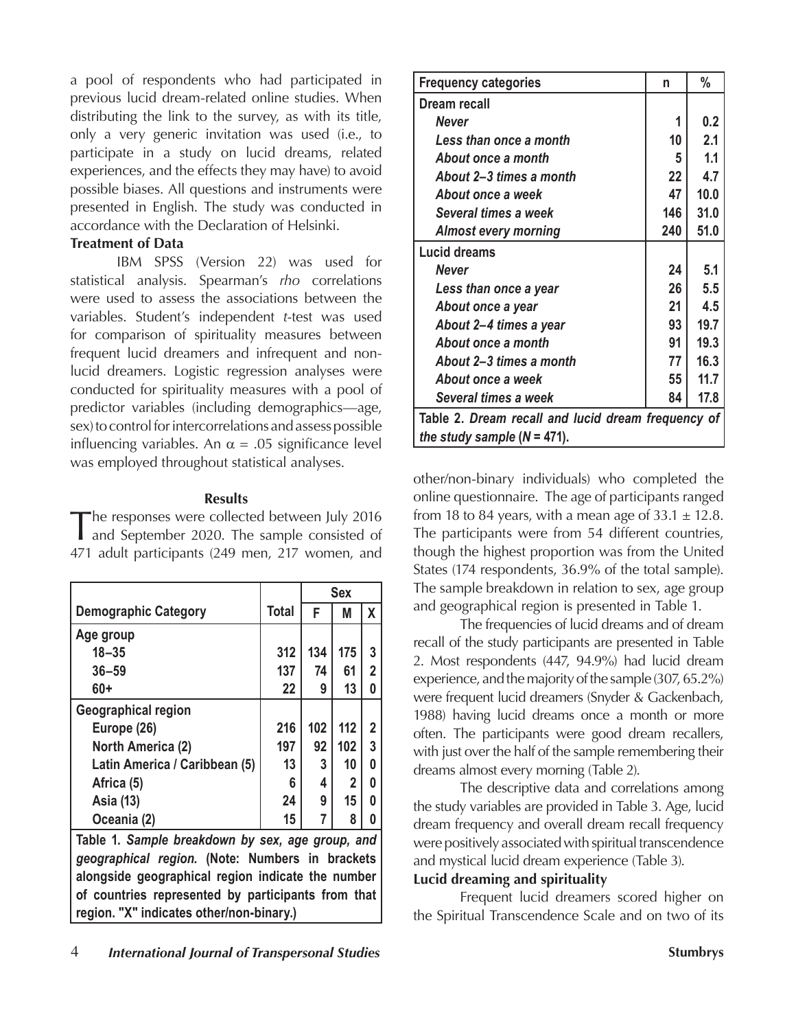a pool of respondents who had participated in previous lucid dream-related online studies. When distributing the link to the survey, as with its title, only a very generic invitation was used (i.e., to participate in a study on lucid dreams, related experiences, and the effects they may have) to avoid possible biases. All questions and instruments were presented in English. The study was conducted in accordance with the Declaration of Helsinki.

**Treatment of Data**

IBM SPSS (Version 22) was used for statistical analysis. Spearman's *rho* correlations were used to assess the associations between the variables. Student's independent *t*-test was used for comparison of spirituality measures between frequent lucid dreamers and infrequent and non-lucid dreamers. Logistic regression analyses were conducted for spirituality measures with a pool of predictor variables (including demographics—age, sex) to control for intercorrelations and assess possible influencing variables. An $\alpha = .05$ significance level was employed throughout statistical analyses.

## Results

The responses were collected between July 2016 and September 2020. The sample consisted of 471 adult participants (249 men, 217 women, and other/non-binary individuals) who completed the online questionnaire. The age of participants ranged from 18 to 84 years, with a mean age of $33.1 \pm 12.8$. The participants were from 54 different countries, though the highest proportion was from the United States (174 respondents, 36.9% of the total sample). The sample breakdown in relation to sex, age group and geographical region is presented in Table 1.

| Demographic Category | Total | Sex | | |
|---|---|---|---|---|
| | | F | M | X |
| **Age group** | | | | |
| 18–35 | 312 | 134 | 175 | 3 |
| 36–59 | 137 | 74 | 61 | 2 |
| 60+ | 22 | 9 | 13 | 0 |
| **Geographical region** | | | | |
| Europe (26) | 216 | 102 | 112 | 2 |
| North America (2) | 197 | 92 | 102 | 3 |
| Latin America / Caribbean (5) | 13 | 3 | 10 | 0 |
| Africa (5) | 6 | 4 | 2 | 0 |
| Asia (13) | 24 | 9 | 15 | 0 |
| Oceania (2) | 15 | 7 | 8 | 0 |

**Table 1.** ***Sample breakdown by sex, age group, and geographical region.*** **(Note: Numbers in brackets alongside geographical region indicate the number of countries represented by participants from that region. "X" indicates other/non-binary.)**

The frequencies of lucid dreams and of dream recall of the study participants are presented in Table 2. Most respondents (447, 94.9%) had lucid dream experience, and the majority of the sample (307, 65.2%) were frequent lucid dreamers (Snyder & Gackenbach, 1988) having lucid dreams once a month or more often. The participants were good dream recallers, with just over the half of the sample remembering their dreams almost every morning (Table 2).

| Frequency categories | n | % |
|---|---|---|
| **Dream recall** | | |
| *Never* | 1 | 0.2 |
| *Less than once a month* | 10 | 2.1 |
| *About once a month* | 5 | 1.1 |
| *About 2–3 times a month* | 22 | 4.7 |
| *About once a week* | 47 | 10.0 |
| *Several times a week* | 146 | 31.0 |
| *Almost every morning* | 240 | 51.0 |
| **Lucid dreams** | | |
| *Never* | 24 | 5.1 |
| *Less than once a year* | 26 | 5.5 |
| *About once a year* | 21 | 4.5 |
| *About 2–4 times a year* | 93 | 19.7 |
| *About once a month* | 91 | 19.3 |
| *About 2–3 times a month* | 77 | 16.3 |
| *About once a week* | 55 | 11.7 |
| *Several times a week* | 84 | 17.8 |

**Table 2.** ***Dream recall and lucid dream frequency of the study sample*** **(*N* = 471).**

The descriptive data and correlations among the study variables are provided in Table 3. Age, lucid dream frequency and overall dream recall frequency were positively associated with spiritual transcendence and mystical lucid dream experience (Table 3).

**Lucid dreaming and spirituality**

Frequent lucid dreamers scored higher on the Spiritual Transcendence Scale and on two of its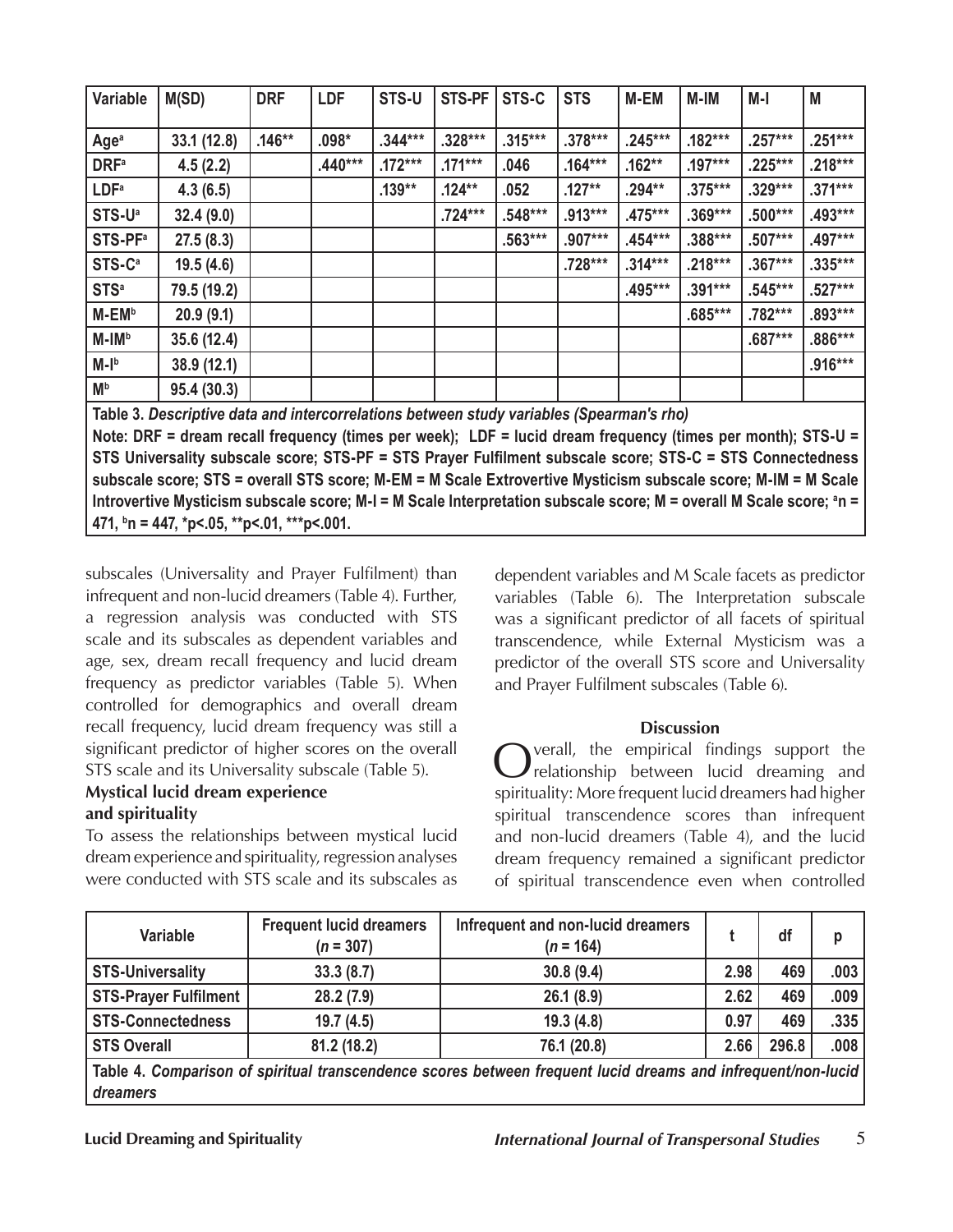| Variable | M(SD) | DRF | LDF | STS-U | STS-PF | STS-C | STS | M-EM | M-IM | M-I | M |
|---|---|---|---|---|---|---|---|---|---|---|---|
| Age[a] | 33.1 (12.8) | .146** | .098* | .344*** | .328*** | .315*** | .378*** | .245*** | .182*** | .257*** | .251*** |
| DRF[a] | 4.5 (2.2) | | .440*** | .172*** | .171*** | .046 | .164*** | .162** | .197*** | .225*** | .218*** |
| LDF[a] | 4.3 (6.5) | | | .139** | .124** | .052 | .127** | .294** | .375*** | .329*** | .371*** |
| STS-U[a] | 32.4 (9.0) | | | | .724*** | .548*** | .913*** | .475*** | .369*** | .500*** | .493*** |
| STS-PF[a] | 27.5 (8.3) | | | | | .563*** | .907*** | .454*** | .388*** | .507*** | .497*** |
| STS-C[a] | 19.5 (4.6) | | | | | | .728*** | .314*** | .218*** | .367*** | .335*** |
| STS[a] | 79.5 (19.2) | | | | | | | .495*** | .391*** | .545*** | .527*** |
| M-EM[b] | 20.9 (9.1) | | | | | | | | .685*** | .782*** | .893*** |
| M-IM[b] | 35.6 (12.4) | | | | | | | | | .687*** | .886*** |
| M-I[b] | 38.9 (12.1) | | | | | | | | | | .916*** |
| M[b] | 95.4 (30.3) | | | | | | | | | | |

**Table 3.** ***Descriptive data and intercorrelations between study variables (Spearman's rho)***

**Note: DRF = dream recall frequency (times per week); LDF = lucid dream frequency (times per month); STS-U = STS Universality subscale score; STS-PF = STS Prayer Fulfilment subscale score; STS-C = STS Connectedness subscale score; STS = overall STS score; M-EM = M Scale Extrovertive Mysticism subscale score; M-IM = M Scale Introvertive Mysticism subscale score; M-I = M Scale Interpretation subscale score; M = overall M Scale score; [a]n = 471, [b]n = 447, *p<.05, **p<.01, ***p<.001.**

subscales (Universality and Prayer Fulfilment) than infrequent and non-lucid dreamers (Table 4). Further, a regression analysis was conducted with STS scale and its subscales as dependent variables and age, sex, dream recall frequency and lucid dream frequency as predictor variables (Table 5). When controlled for demographics and overall dream recall frequency, lucid dream frequency was still a significant predictor of higher scores on the overall STS scale and its Universality subscale (Table 5).

### Mystical lucid dream experience and spirituality

To assess the relationships between mystical lucid dream experience and spirituality, regression analyses were conducted with STS scale and its subscales as dependent variables and M Scale facets as predictor variables (Table 6). The Interpretation subscale was a significant predictor of all facets of spiritual transcendence, while External Mysticism was a predictor of the overall STS score and Universality and Prayer Fulfilment subscales (Table 6).

## Discussion

Overall, the empirical findings support the relationship between lucid dreaming and spirituality: More frequent lucid dreamers had higher spiritual transcendence scores than infrequent and non-lucid dreamers (Table 4), and the lucid dream frequency remained a significant predictor of spiritual transcendence even when controlled

| Variable | Frequent lucid dreamers ($n$ = 307) | Infrequent and non-lucid dreamers ($n$ = 164) | t | df | p |
|---|---|---|---|---|---|
| STS-Universality | 33.3 (8.7) | 30.8 (9.4) | 2.98 | 469 | .003 |
| STS-Prayer Fulfilment | 28.2 (7.9) | 26.1 (8.9) | 2.62 | 469 | .009 |
| STS-Connectedness | 19.7 (4.5) | 19.3 (4.8) | 0.97 | 469 | .335 |
| STS Overall | 81.2 (18.2) | 76.1 (20.8) | 2.66 | 296.8 | .008 |

**Table 4.** ***Comparison of spiritual transcendence scores between frequent lucid dreams and infrequent/non-lucid dreamers***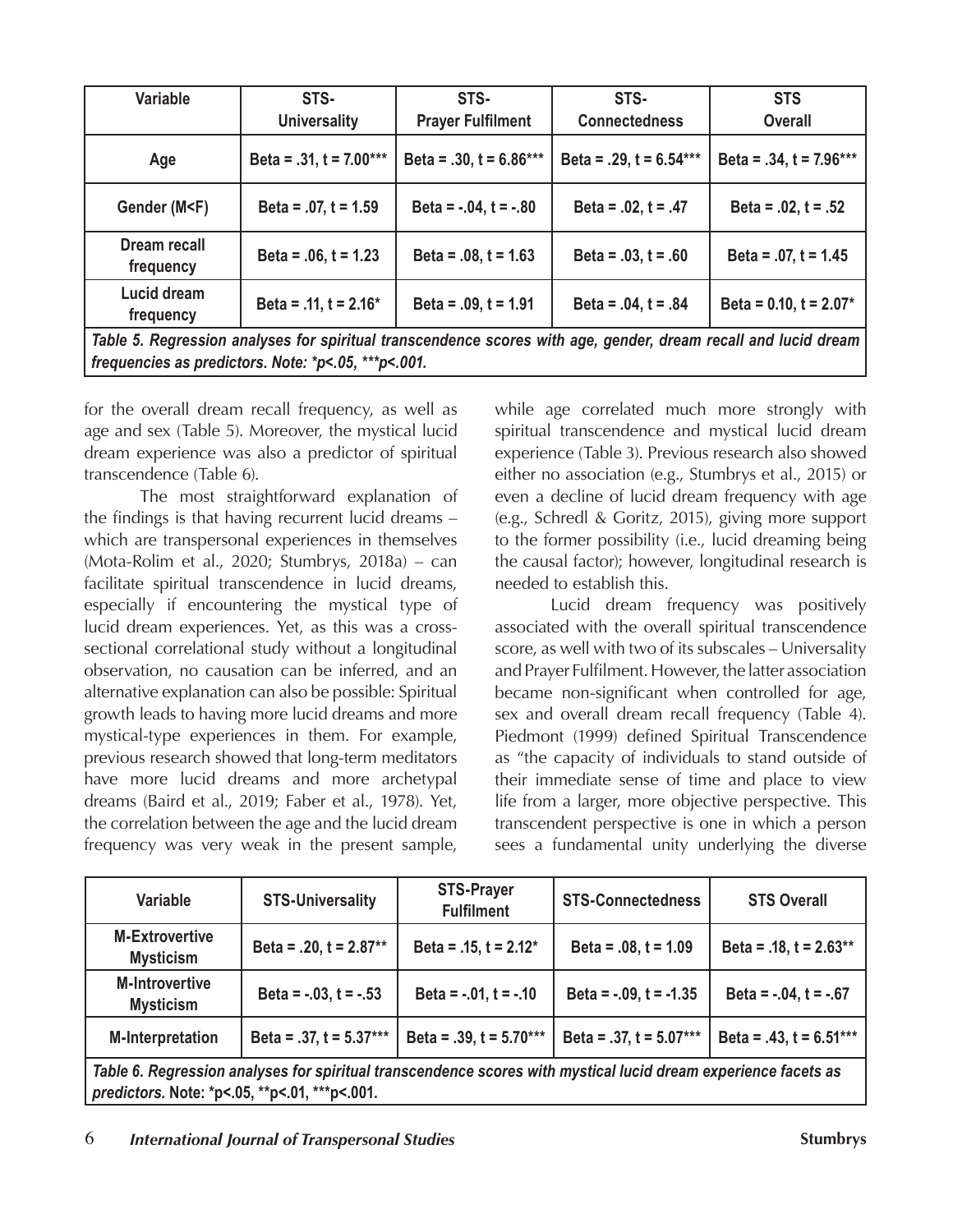| Variable | STS-Universality | STS-Prayer Fulfilment | STS-Connectedness | STS Overall |
|---|---|---|---|---|
| Age | Beta = .31, t = 7.00*** | Beta = .30, t = 6.86*** | Beta = .29, t = 6.54*** | Beta = .34, t = 7.96*** |
| Gender (M<F) | Beta = .07, t = 1.59 | Beta = -.04, t = -.80 | Beta = .02, t = .47 | Beta = .02, t = .52 |
| Dream recall frequency | Beta = .06, t = 1.23 | Beta = .08, t = 1.63 | Beta = .03, t = .60 | Beta = .07, t = 1.45 |
| Lucid dream frequency | Beta = .11, t = 2.16* | Beta = .09, t = 1.91 | Beta = .04, t = .84 | Beta = 0.10, t = 2.07* |

*Table 5. Regression analyses for spiritual transcendence scores with age, gender, dream recall and lucid dream frequencies as predictors. Note: *p<.05, ***p<.001.*

for the overall dream recall frequency, as well as age and sex (Table 5). Moreover, the mystical lucid dream experience was also a predictor of spiritual transcendence (Table 6).

The most straightforward explanation of the findings is that having recurrent lucid dreams – which are transpersonal experiences in themselves (Mota-Rolim et al., 2020; Stumbrys, 2018a) – can facilitate spiritual transcendence in lucid dreams, especially if encountering the mystical type of lucid dream experiences. Yet, as this was a cross-sectional correlational study without a longitudinal observation, no causation can be inferred, and an alternative explanation can also be possible: Spiritual growth leads to having more lucid dreams and more mystical-type experiences in them. For example, previous research showed that long-term meditators have more lucid dreams and more archetypal dreams (Baird et al., 2019; Faber et al., 1978). Yet, the correlation between the age and the lucid dream frequency was very weak in the present sample, while age correlated much more strongly with spiritual transcendence and mystical lucid dream experience (Table 3). Previous research also showed either no association (e.g., Stumbrys et al., 2015) or even a decline of lucid dream frequency with age (e.g., Schredl & Goritz, 2015), giving more support to the former possibility (i.e., lucid dreaming being the causal factor); however, longitudinal research is needed to establish this.

Lucid dream frequency was positively associated with the overall spiritual transcendence score, as well with two of its subscales – Universality and Prayer Fulfilment. However, the latter association became non-significant when controlled for age, sex and overall dream recall frequency (Table 4). Piedmont (1999) defined Spiritual Transcendence as "the capacity of individuals to stand outside of their immediate sense of time and place to view life from a larger, more objective perspective. This transcendent perspective is one in which a person sees a fundamental unity underlying the diverse

| Variable | STS-Universality | STS-Prayer Fulfilment | STS-Connectedness | STS Overall |
|---|---|---|---|---|
| M-Extrovertive Mysticism | Beta = .20, t = 2.87** | Beta = .15, t = 2.12* | Beta = .08, t = 1.09 | Beta = .18, t = 2.63** |
| M-Introvertive Mysticism | Beta = -.03, t = -.53 | Beta = -.01, t = -.10 | Beta = -.09, t = -1.35 | Beta = -.04, t = -.67 |
| M-Interpretation | Beta = .37, t = 5.37*** | Beta = .39, t = 5.70*** | Beta = .37, t = 5.07*** | Beta = .43, t = 6.51*** |

*Table 6. Regression analyses for spiritual transcendence scores with mystical lucid dream experience facets as predictors.* **Note: *p<.05, **p<.01, ***p<.001.**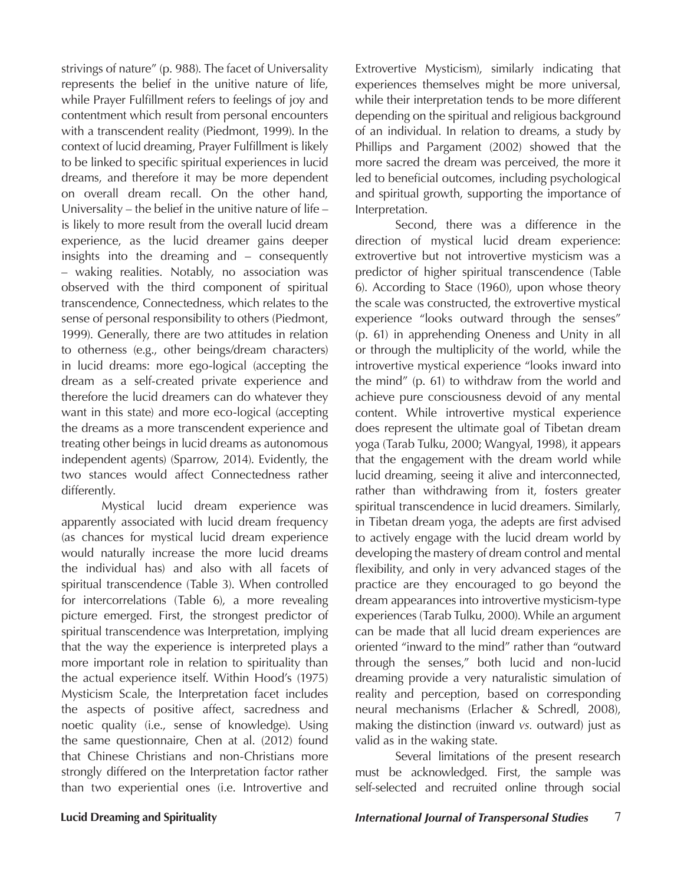strivings of nature" (p. 988). The facet of Universality represents the belief in the unitive nature of life, while Prayer Fulfillment refers to feelings of joy and contentment which result from personal encounters with a transcendent reality (Piedmont, 1999). In the context of lucid dreaming, Prayer Fulfillment is likely to be linked to specific spiritual experiences in lucid dreams, and therefore it may be more dependent on overall dream recall. On the other hand, Universality – the belief in the unitive nature of life – is likely to more result from the overall lucid dream experience, as the lucid dreamer gains deeper insights into the dreaming and – consequently – waking realities. Notably, no association was observed with the third component of spiritual transcendence, Connectedness, which relates to the sense of personal responsibility to others (Piedmont, 1999). Generally, there are two attitudes in relation to otherness (e.g., other beings/dream characters) in lucid dreams: more ego-logical (accepting the dream as a self-created private experience and therefore the lucid dreamers can do whatever they want in this state) and more eco-logical (accepting the dreams as a more transcendent experience and treating other beings in lucid dreams as autonomous independent agents) (Sparrow, 2014). Evidently, the two stances would affect Connectedness rather differently.

Mystical lucid dream experience was apparently associated with lucid dream frequency (as chances for mystical lucid dream experience would naturally increase the more lucid dreams the individual has) and also with all facets of spiritual transcendence (Table 3). When controlled for intercorrelations (Table 6), a more revealing picture emerged. First, the strongest predictor of spiritual transcendence was Interpretation, implying that the way the experience is interpreted plays a more important role in relation to spirituality than the actual experience itself. Within Hood's (1975) Mysticism Scale, the Interpretation facet includes the aspects of positive affect, sacredness and noetic quality (i.e., sense of knowledge). Using the same questionnaire, Chen at al. (2012) found that Chinese Christians and non-Christians more strongly differed on the Interpretation factor rather than two experiential ones (i.e. Introvertive and Extrovertive Mysticism), similarly indicating that experiences themselves might be more universal, while their interpretation tends to be more different depending on the spiritual and religious background of an individual. In relation to dreams, a study by Phillips and Pargament (2002) showed that the more sacred the dream was perceived, the more it led to beneficial outcomes, including psychological and spiritual growth, supporting the importance of Interpretation.

Second, there was a difference in the direction of mystical lucid dream experience: extrovertive but not introvertive mysticism was a predictor of higher spiritual transcendence (Table 6). According to Stace (1960), upon whose theory the scale was constructed, the extrovertive mystical experience "looks outward through the senses" (p. 61) in apprehending Oneness and Unity in all or through the multiplicity of the world, while the introvertive mystical experience "looks inward into the mind" (p. 61) to withdraw from the world and achieve pure consciousness devoid of any mental content. While introvertive mystical experience does represent the ultimate goal of Tibetan dream yoga (Tarab Tulku, 2000; Wangyal, 1998), it appears that the engagement with the dream world while lucid dreaming, seeing it alive and interconnected, rather than withdrawing from it, fosters greater spiritual transcendence in lucid dreamers. Similarly, in Tibetan dream yoga, the adepts are first advised to actively engage with the lucid dream world by developing the mastery of dream control and mental flexibility, and only in very advanced stages of the practice are they encouraged to go beyond the dream appearances into introvertive mysticism-type experiences (Tarab Tulku, 2000). While an argument can be made that all lucid dream experiences are oriented "inward to the mind" rather than "outward through the senses," both lucid and non-lucid dreaming provide a very naturalistic simulation of reality and perception, based on corresponding neural mechanisms (Erlacher & Schredl, 2008), making the distinction (inward *vs.* outward) just as valid as in the waking state.

Several limitations of the present research must be acknowledged. First, the sample was self-selected and recruited online through social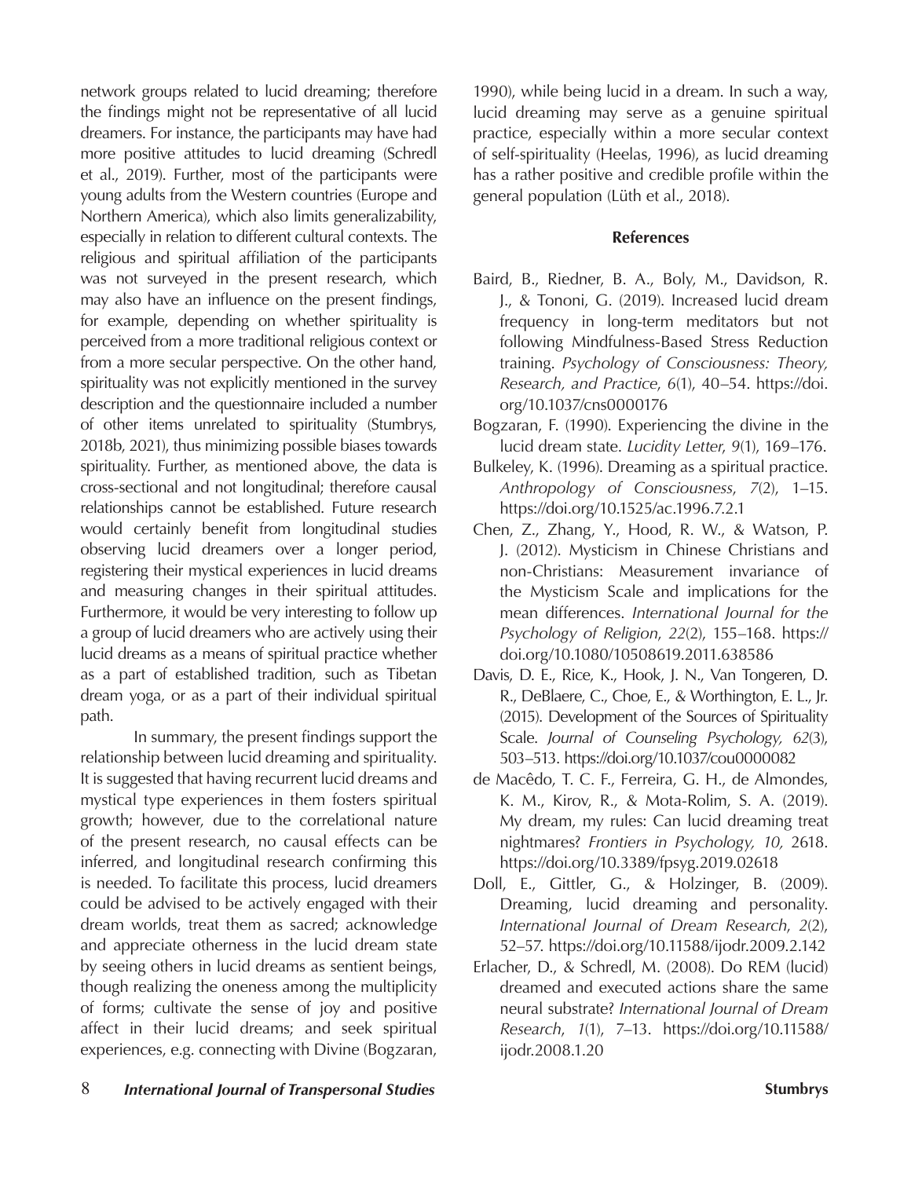network groups related to lucid dreaming; therefore the findings might not be representative of all lucid dreamers. For instance, the participants may have had more positive attitudes to lucid dreaming (Schredl et al., 2019). Further, most of the participants were young adults from the Western countries (Europe and Northern America), which also limits generalizability, especially in relation to different cultural contexts. The religious and spiritual affiliation of the participants was not surveyed in the present research, which may also have an influence on the present findings, for example, depending on whether spirituality is perceived from a more traditional religious context or from a more secular perspective. On the other hand, spirituality was not explicitly mentioned in the survey description and the questionnaire included a number of other items unrelated to spirituality (Stumbrys, 2018b, 2021), thus minimizing possible biases towards spirituality. Further, as mentioned above, the data is cross-sectional and not longitudinal; therefore causal relationships cannot be established. Future research would certainly benefit from longitudinal studies observing lucid dreamers over a longer period, registering their mystical experiences in lucid dreams and measuring changes in their spiritual attitudes. Furthermore, it would be very interesting to follow up a group of lucid dreamers who are actively using their lucid dreams as a means of spiritual practice whether as a part of established tradition, such as Tibetan dream yoga, or as a part of their individual spiritual path.

In summary, the present findings support the relationship between lucid dreaming and spirituality. It is suggested that having recurrent lucid dreams and mystical type experiences in them fosters spiritual growth; however, due to the correlational nature of the present research, no causal effects can be inferred, and longitudinal research confirming this is needed. To facilitate this process, lucid dreamers could be advised to be actively engaged with their dream worlds, treat them as sacred; acknowledge and appreciate otherness in the lucid dream state by seeing others in lucid dreams as sentient beings, though realizing the oneness among the multiplicity of forms; cultivate the sense of joy and positive affect in their lucid dreams; and seek spiritual experiences, e.g. connecting with Divine (Bogzaran, 1990), while being lucid in a dream. In such a way, lucid dreaming may serve as a genuine spiritual practice, especially within a more secular context of self-spirituality (Heelas, 1996), as lucid dreaming has a rather positive and credible profile within the general population (Lüth et al., 2018).

## References

Baird, B., Riedner, B. A., Boly, M., Davidson, R. J., & Tononi, G. (2019). Increased lucid dream frequency in long-term meditators but not following Mindfulness-Based Stress Reduction training. *Psychology of Consciousness: Theory, Research, and Practice*, *6*(1), 40–54. https://doi.org/10.1037/cns0000176

Bogzaran, F. (1990). Experiencing the divine in the lucid dream state. *Lucidity Letter*, *9*(1), 169–176.

Bulkeley, K. (1996). Dreaming as a spiritual practice. *Anthropology of Consciousness*, *7*(2), 1–15. https://doi.org/10.1525/ac.1996.7.2.1

Chen, Z., Zhang, Y., Hood, R. W., & Watson, P. J. (2012). Mysticism in Chinese Christians and non-Christians: Measurement invariance of the Mysticism Scale and implications for the mean differences. *International Journal for the Psychology of Religion*, *22*(2), 155–168. https://doi.org/10.1080/10508619.2011.638586

Davis, D. E., Rice, K., Hook, J. N., Van Tongeren, D. R., DeBlaere, C., Choe, E., & Worthington, E. L., Jr. (2015). Development of the Sources of Spirituality Scale. *Journal of Counseling Psychology, 62*(3), 503–513. https://doi.org/10.1037/cou0000082

de Macêdo, T. C. F., Ferreira, G. H., de Almondes, K. M., Kirov, R., & Mota-Rolim, S. A. (2019). My dream, my rules: Can lucid dreaming treat nightmares? *Frontiers in Psychology, 10,* 2618. https://doi.org/10.3389/fpsyg.2019.02618

Doll, E., Gittler, G., & Holzinger, B. (2009). Dreaming, lucid dreaming and personality. *International Journal of Dream Research*, *2*(2), 52–57. https://doi.org/10.11588/ijodr.2009.2.142

Erlacher, D., & Schredl, M. (2008). Do REM (lucid) dreamed and executed actions share the same neural substrate? *International Journal of Dream Research*, *1*(1), 7–13. https://doi.org/10.11588/ijodr.2008.1.20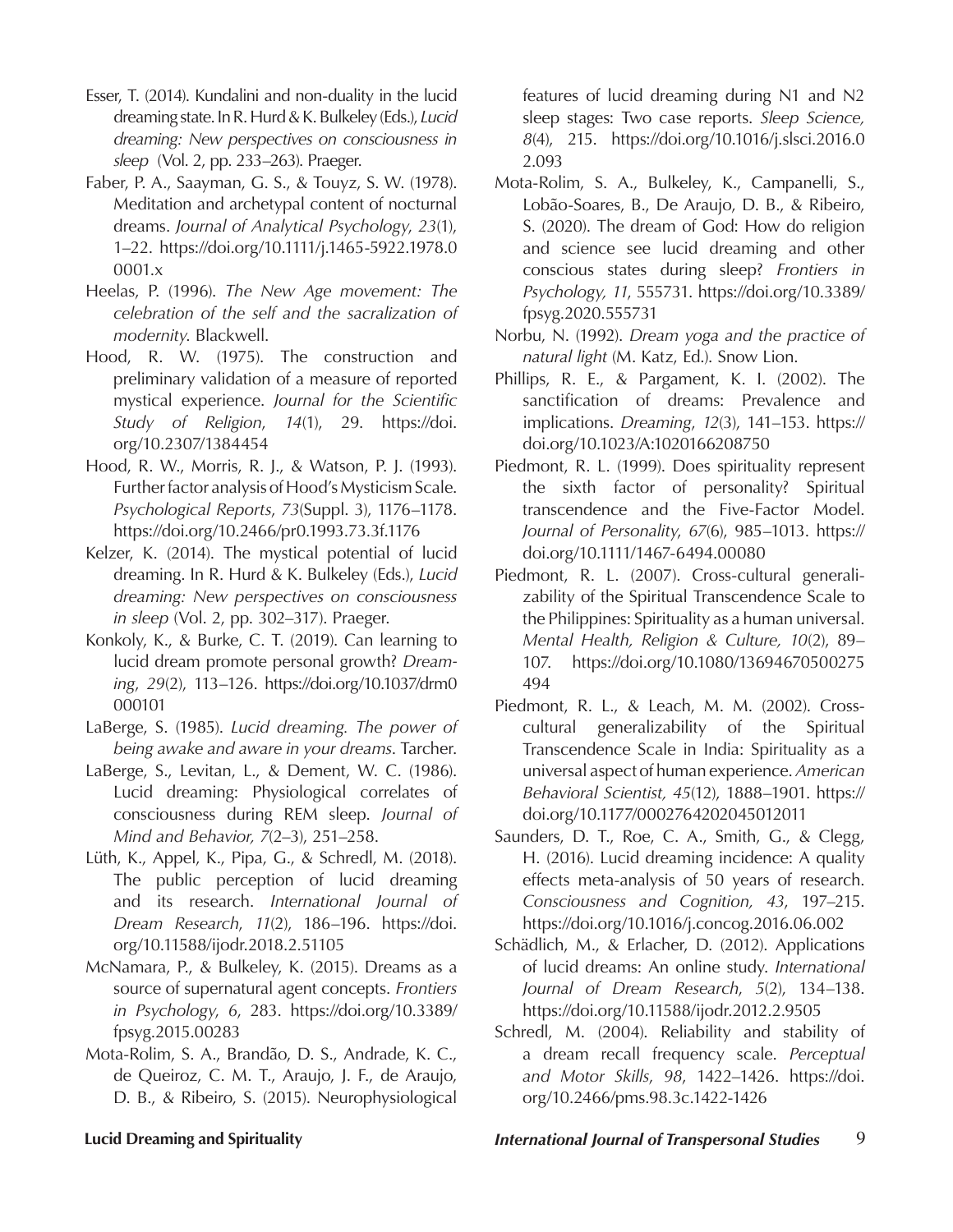Esser, T. (2014). Kundalini and non-duality in the lucid dreaming state. In R. Hurd & K. Bulkeley (Eds.), *Lucid dreaming: New perspectives on consciousness in sleep* (Vol. 2, pp. 233–263). Praeger.

Faber, P. A., Saayman, G. S., & Touyz, S. W. (1978). Meditation and archetypal content of nocturnal dreams. *Journal of Analytical Psychology*, *23*(1), 1–22. https://doi.org/10.1111/j.1465-5922.1978.00001.x

Heelas, P. (1996). *The New Age movement: The celebration of the self and the sacralization of modernity*. Blackwell.

Hood, R. W. (1975). The construction and preliminary validation of a measure of reported mystical experience. *Journal for the Scientific Study of Religion*, *14*(1), 29. https://doi.org/10.2307/1384454

Hood, R. W., Morris, R. J., & Watson, P. J. (1993). Further factor analysis of Hood's Mysticism Scale. *Psychological Reports*, *73*(Suppl. 3), 1176–1178. https://doi.org/10.2466/pr0.1993.73.3f.1176

Kelzer, K. (2014). The mystical potential of lucid dreaming. In R. Hurd & K. Bulkeley (Eds.), *Lucid dreaming: New perspectives on consciousness in sleep* (Vol. 2, pp. 302–317). Praeger.

Konkoly, K., & Burke, C. T. (2019). Can learning to lucid dream promote personal growth? *Dreaming*, *29*(2), 113–126. https://doi.org/10.1037/drm0000101

LaBerge, S. (1985). *Lucid dreaming. The power of being awake and aware in your dreams*. Tarcher.

LaBerge, S., Levitan, L., & Dement, W. C. (1986). Lucid dreaming: Physiological correlates of consciousness during REM sleep. *Journal of Mind and Behavior, 7*(2–3), 251–258.

Lüth, K., Appel, K., Pipa, G., & Schredl, M. (2018). The public perception of lucid dreaming and its research. *International Journal of Dream Research*, *11*(2), 186–196. https://doi.org/10.11588/ijodr.2018.2.51105

McNamara, P., & Bulkeley, K. (2015). Dreams as a source of supernatural agent concepts. *Frontiers in Psychology*, *6*, 283. https://doi.org/10.3389/fpsyg.2015.00283

Mota-Rolim, S. A., Brandão, D. S., Andrade, K. C., de Queiroz, C. M. T., Araujo, J. F., de Araujo, D. B., & Ribeiro, S. (2015). Neurophysiological features of lucid dreaming during N1 and N2 sleep stages: Two case reports. *Sleep Science, 8*(4), 215. https://doi.org/10.1016/j.slsci.2016.02.093

Mota-Rolim, S. A., Bulkeley, K., Campanelli, S., Lobão-Soares, B., De Araujo, D. B., & Ribeiro, S. (2020). The dream of God: How do religion and science see lucid dreaming and other conscious states during sleep? *Frontiers in Psychology, 11*, 555731. https://doi.org/10.3389/fpsyg.2020.555731

Norbu, N. (1992). *Dream yoga and the practice of natural light* (M. Katz, Ed.). Snow Lion.

Phillips, R. E., & Pargament, K. I. (2002). The sanctification of dreams: Prevalence and implications. *Dreaming*, *12*(3), 141–153. https://doi.org/10.1023/A:1020166208750

Piedmont, R. L. (1999). Does spirituality represent the sixth factor of personality? Spiritual transcendence and the Five-Factor Model. *Journal of Personality*, *67*(6), 985–1013. https://doi.org/10.1111/1467-6494.00080

Piedmont, R. L. (2007). Cross-cultural generalizability of the Spiritual Transcendence Scale to the Philippines: Spirituality as a human universal. *Mental Health, Religion & Culture, 10*(2), 89–107. https://doi.org/10.1080/13694670500275494

Piedmont, R. L., & Leach, M. M. (2002). Cross-cultural generalizability of the Spiritual Transcendence Scale in India: Spirituality as a universal aspect of human experience. *American Behavioral Scientist, 45*(12), 1888–1901. https://doi.org/10.1177/0002764202045012011

Saunders, D. T., Roe, C. A., Smith, G., & Clegg, H. (2016). Lucid dreaming incidence: A quality effects meta-analysis of 50 years of research. *Consciousness and Cognition, 43*, 197–215. https://doi.org/10.1016/j.concog.2016.06.002

Schädlich, M., & Erlacher, D. (2012). Applications of lucid dreams: An online study. *International Journal of Dream Research*, *5*(2), 134–138. https://doi.org/10.11588/ijodr.2012.2.9505

Schredl, M. (2004). Reliability and stability of a dream recall frequency scale. *Perceptual and Motor Skills*, *98*, 1422–1426. https://doi.org/10.2466/pms.98.3c.1422-1426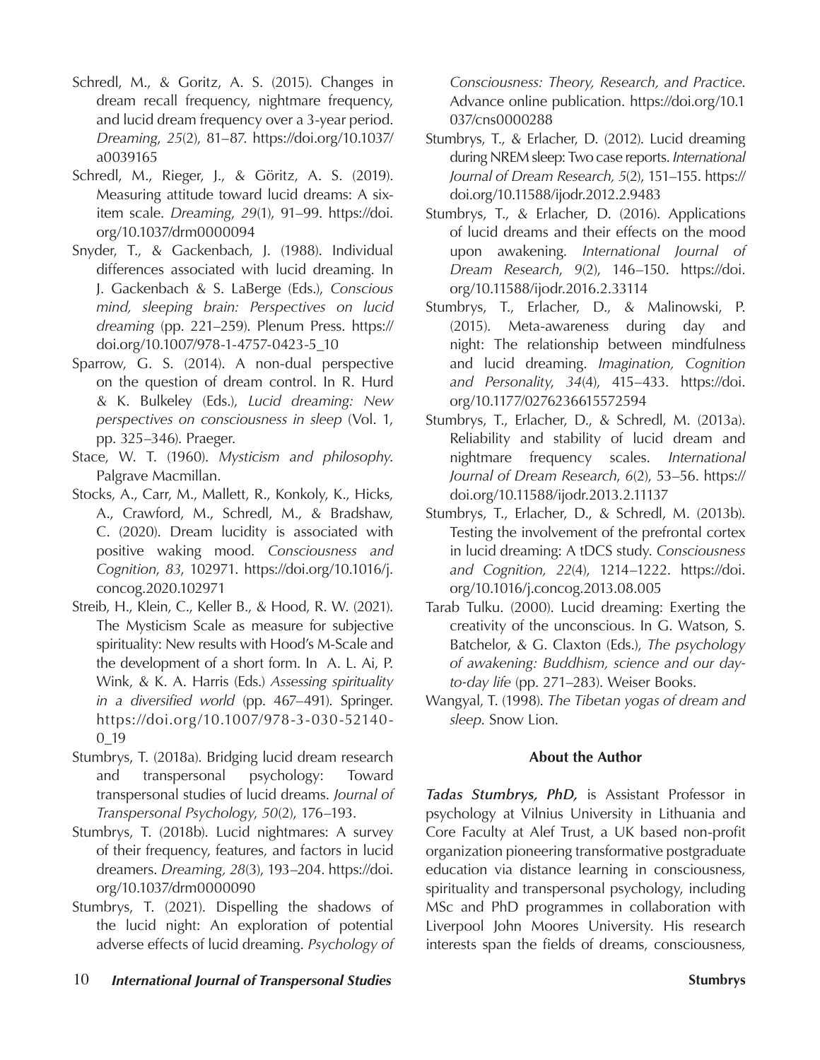Schredl, M., & Goritz, A. S. (2015). Changes in dream recall frequency, nightmare frequency, and lucid dream frequency over a 3-year period. *Dreaming*, *25*(2), 81–87. https://doi.org/10.1037/a0039165

Schredl, M., Rieger, J., & Göritz, A. S. (2019). Measuring attitude toward lucid dreams: A six-item scale. *Dreaming*, *29*(1), 91–99. https://doi.org/10.1037/drm0000094

Snyder, T., & Gackenbach, J. (1988). Individual differences associated with lucid dreaming. In J. Gackenbach & S. LaBerge (Eds.), *Conscious mind, sleeping brain: Perspectives on lucid dreaming* (pp. 221–259). Plenum Press. https://doi.org/10.1007/978-1-4757-0423-5_10

Sparrow, G. S. (2014). A non-dual perspective on the question of dream control. In R. Hurd & K. Bulkeley (Eds.), *Lucid dreaming: New perspectives on consciousness in sleep* (Vol. 1, pp. 325–346). Praeger.

Stace, W. T. (1960). *Mysticism and philosophy*. Palgrave Macmillan.

Stocks, A., Carr, M., Mallett, R., Konkoly, K., Hicks, A., Crawford, M., Schredl, M., & Bradshaw, C. (2020). Dream lucidity is associated with positive waking mood. *Consciousness and Cognition*, *83*, 102971. https://doi.org/10.1016/j.concog.2020.102971

Streib, H., Klein, C., Keller B., & Hood, R. W. (2021). The Mysticism Scale as measure for subjective spirituality: New results with Hood's M-Scale and the development of a short form. In A. L. Ai, P. Wink, & K. A. Harris (Eds.) *Assessing spirituality in a diversified world* (pp. 467–491). Springer. https://doi.org/10.1007/978-3-030-52140-0_19

Stumbrys, T. (2018a). Bridging lucid dream research and transpersonal psychology: Toward transpersonal studies of lucid dreams. *Journal of Transpersonal Psychology*, *50*(2), 176–193.

Stumbrys, T. (2018b). Lucid nightmares: A survey of their frequency, features, and factors in lucid dreamers. *Dreaming, 28*(3), 193–204. https://doi.org/10.1037/drm0000090

Stumbrys, T. (2021). Dispelling the shadows of the lucid night: An exploration of potential adverse effects of lucid dreaming. *Psychology of Consciousness: Theory, Research, and Practice*. Advance online publication. https://doi.org/10.1037/cns0000288

Stumbrys, T., & Erlacher, D. (2012). Lucid dreaming during NREM sleep: Two case reports. *International Journal of Dream Research, 5*(2), 151–155. https://doi.org/10.11588/ijodr.2012.2.9483

Stumbrys, T., & Erlacher, D. (2016). Applications of lucid dreams and their effects on the mood upon awakening. *International Journal of Dream Research*, *9*(2), 146–150. https://doi.org/10.11588/ijodr.2016.2.33114

Stumbrys, T., Erlacher, D., & Malinowski, P. (2015). Meta-awareness during day and night: The relationship between mindfulness and lucid dreaming. *Imagination, Cognition and Personality*, *34*(4), 415–433. https://doi.org/10.1177/0276236615572594

Stumbrys, T., Erlacher, D., & Schredl, M. (2013a). Reliability and stability of lucid dream and nightmare frequency scales. *International Journal of Dream Research*, *6*(2), 53–56. https://doi.org/10.11588/ijodr.2013.2.11137

Stumbrys, T., Erlacher, D., & Schredl, M. (2013b). Testing the involvement of the prefrontal cortex in lucid dreaming: A tDCS study. *Consciousness and Cognition, 22*(4), 1214–1222. https://doi.org/10.1016/j.concog.2013.08.005

Tarab Tulku. (2000). Lucid dreaming: Exerting the creativity of the unconscious. In G. Watson, S. Batchelor, & G. Claxton (Eds.), *The psychology of awakening: Buddhism, science and our day-to-day life* (pp. 271–283). Weiser Books.

Wangyal, T. (1998). *The Tibetan yogas of dream and sleep*. Snow Lion.

## About the Author

***Tadas Stumbrys, PhD,*** is Assistant Professor in psychology at Vilnius University in Lithuania and Core Faculty at Alef Trust, a UK based non-profit organization pioneering transformative postgraduate education via distance learning in consciousness, spirituality and transpersonal psychology, including MSc and PhD programmes in collaboration with Liverpool John Moores University. His research interests span the fields of dreams, consciousness,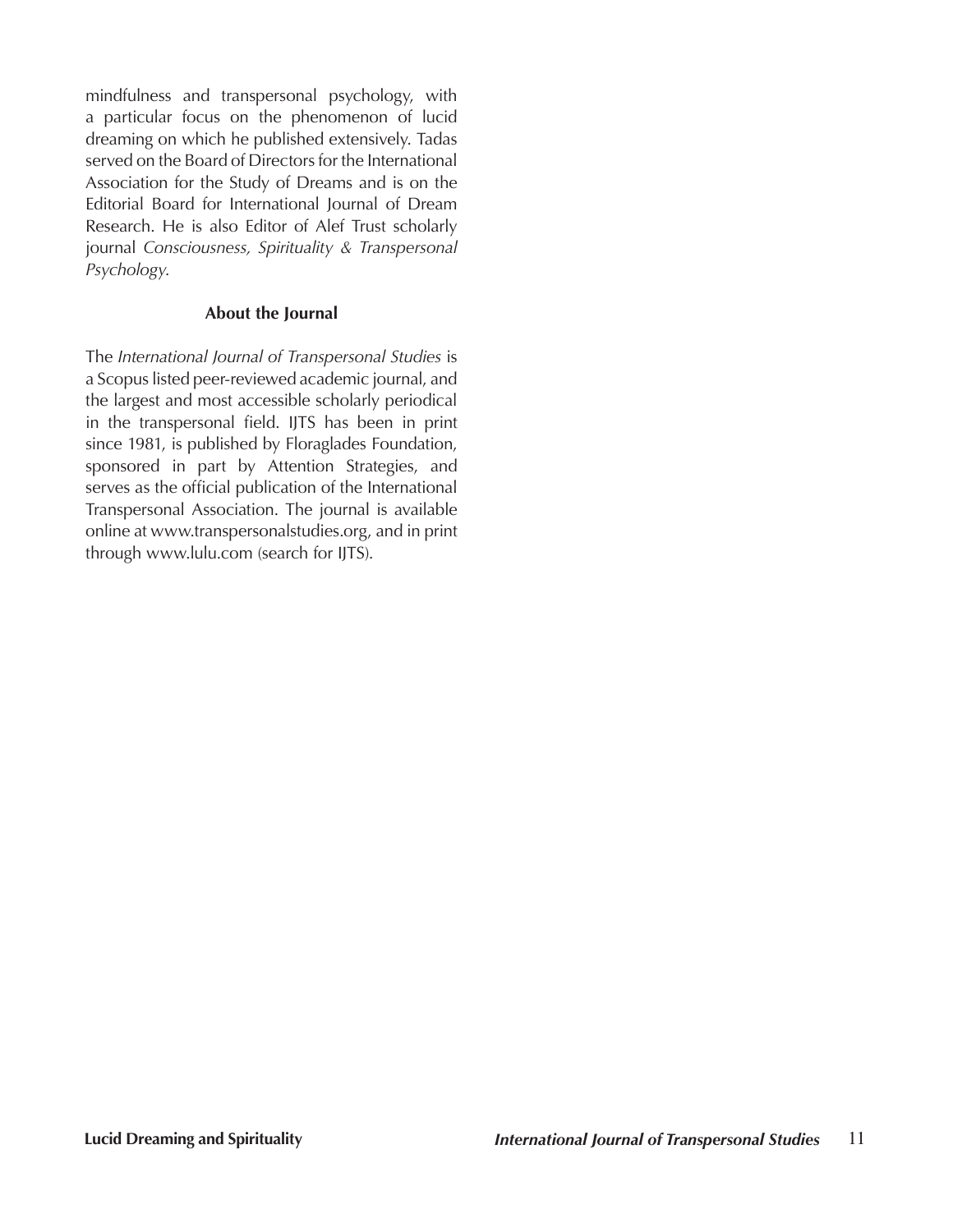mindfulness and transpersonal psychology, with a particular focus on the phenomenon of lucid dreaming on which he published extensively. Tadas served on the Board of Directors for the International Association for the Study of Dreams and is on the Editorial Board for International Journal of Dream Research. He is also Editor of Alef Trust scholarly journal *Consciousness, Spirituality & Transpersonal Psychology*.

### About the Journal

The *International Journal of Transpersonal Studies* is a Scopus listed peer-reviewed academic journal, and the largest and most accessible scholarly periodical in the transpersonal field. IJTS has been in print since 1981, is published by Floraglades Foundation, sponsored in part by Attention Strategies, and serves as the official publication of the International Transpersonal Association. The journal is available online at www.transpersonalstudies.org, and in print through www.lulu.com (search for IJTS).